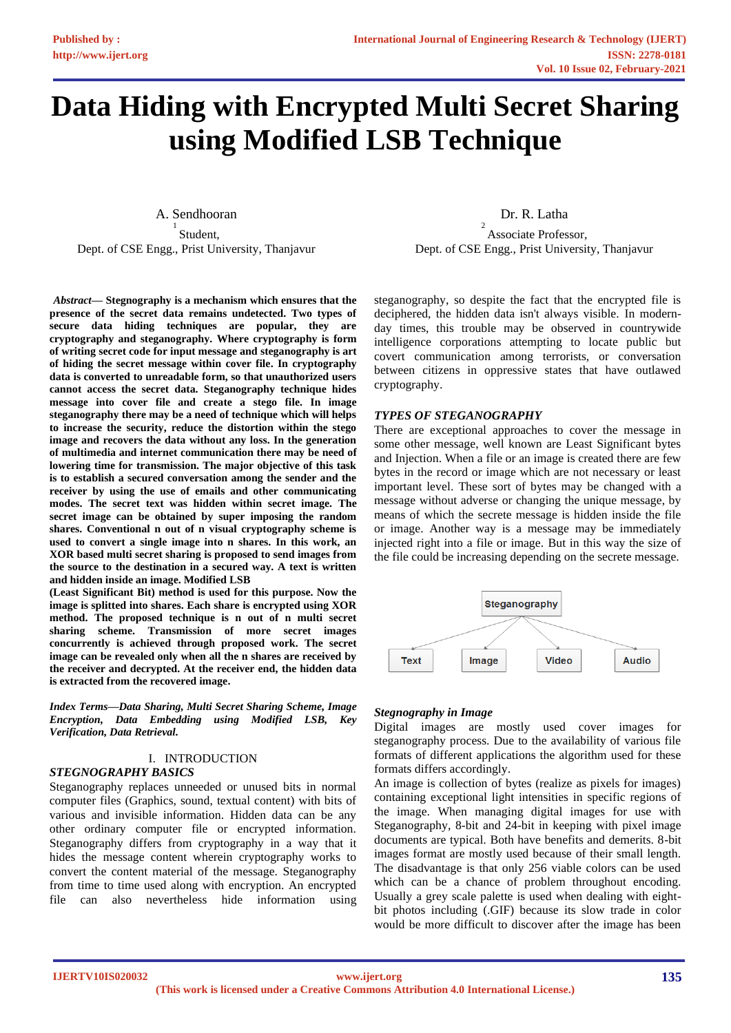# Data Hiding with Encrypted Multi Secret Sharing using Modified LSB Technique

A. Sendhooran
[1] Student,
Dept. of CSE Engg., Prist University, Thanjavur

Dr. R. Latha
[2] Associate Professor,
Dept. of CSE Engg., Prist University, Thanjavur

***Abstract*— Stegnography is a mechanism which ensures that the presence of the secret data remains undetected. Two types of secure data hiding techniques are popular, they are cryptography and steganography. Where cryptography is form of writing secret code for input message and steganography is art of hiding the secret message within cover file. In cryptography data is converted to unreadable form, so that unauthorized users cannot access the secret data. Steganography technique hides message into cover file and create a stego file. In image steganography there may be a need of technique which will helps to increase the security, reduce the distortion within the stego image and recovers the data without any loss. In the generation of multimedia and internet communication there may be need of lowering time for transmission. The major objective of this task is to establish a secured conversation among the sender and the receiver by using the use of emails and other communicating modes. The secret text was hidden within secret image. The secret image can be obtained by super imposing the random shares. Conventional n out of n visual cryptography scheme is used to convert a single image into n shares. In this work, an XOR based multi secret sharing is proposed to send images from the source to the destination in a secured way. A text is written and hidden inside an image. Modified LSB (Least Significant Bit) method is used for this purpose. Now the image is splitted into shares. Each share is encrypted using XOR method. The proposed technique is n out of n multi secret sharing scheme. Transmission of more secret images concurrently is achieved through proposed work. The secret image can be revealed only when all the n shares are received by the receiver and decrypted. At the receiver end, the hidden data is extracted from the recovered image.**

***Index Terms*—Data Sharing, Multi Secret Sharing Scheme, Image Encryption, Data Embedding using Modified LSB, Key Verification, Data Retrieval.**

## I. INTRODUCTION

### *STEGNOGRAPHY BASICS*

Steganography replaces unneeded or unused bits in normal computer files (Graphics, sound, textual content) with bits of various and invisible information. Hidden data can be any other ordinary computer file or encrypted information. Steganography differs from cryptography in a way that it hides the message content wherein cryptography works to convert the content material of the message. Steganography from time to time used along with encryption. An encrypted file can also nevertheless hide information using steganography, so despite the fact that the encrypted file is deciphered, the hidden data isn't always visible. In modern-day times, this trouble may be observed in countrywide intelligence corporations attempting to locate public but covert communication among terrorists, or conversation between citizens in oppressive states that have outlawed cryptography.

### *TYPES OF STEGANOGRAPHY*

There are exceptional approaches to cover the message in some other message, well known are Least Significant bytes and Injection. When a file or an image is created there are few bytes in the record or image which are not necessary or least important level. These sort of bytes may be changed with a message without adverse or changing the unique message, by means of which the secrete message is hidden inside the file or image. Another way is a message may be immediately injected right into a file or image. But in this way the size of the file could be increasing depending on the secrete message.

Steganography → Text, Image, Video, Audio

### *Stegnography in Image*

Digital images are mostly used cover images for steganography process. Due to the availability of various file formats of different applications the algorithm used for these formats differs accordingly.

An image is collection of bytes (realize as pixels for images) containing exceptional light intensities in specific regions of the image. When managing digital images for use with Steganography, 8-bit and 24-bit in keeping with pixel image documents are typical. Both have benefits and demerits. 8-bit images format are mostly used because of their small length. The disadvantage is that only 256 viable colors can be used which can be a chance of problem throughout encoding. Usually a grey scale palette is used when dealing with eight-bit photos including (.GIF) because its slow trade in color would be more difficult to discover after the image has been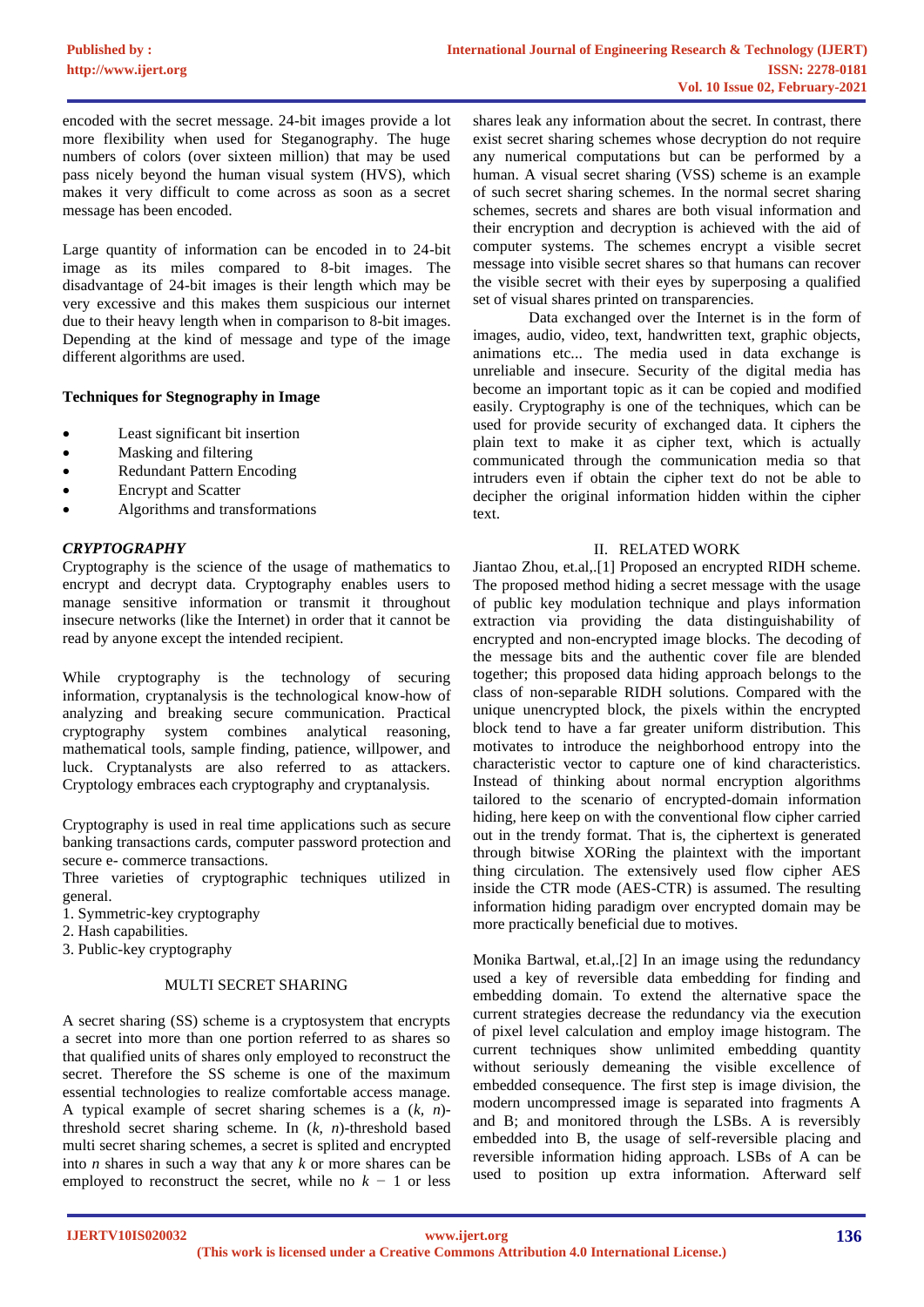encoded with the secret message. 24-bit images provide a lot more flexibility when used for Steganography. The huge numbers of colors (over sixteen million) that may be used pass nicely beyond the human visual system (HVS), which makes it very difficult to come across as soon as a secret message has been encoded.

Large quantity of information can be encoded in to 24-bit image as its miles compared to 8-bit images. The disadvantage of 24-bit images is their length which may be very excessive and this makes them suspicious our internet due to their heavy length when in comparison to 8-bit images. Depending at the kind of message and type of the image different algorithms are used.

**Techniques for Stegnography in Image**

- Least significant bit insertion
- Masking and filtering
- Redundant Pattern Encoding
- Encrypt and Scatter
- Algorithms and transformations

***CRYPTOGRAPHY***

Cryptography is the science of the usage of mathematics to encrypt and decrypt data. Cryptography enables users to manage sensitive information or transmit it throughout insecure networks (like the Internet) in order that it cannot be read by anyone except the intended recipient.

While cryptography is the technology of securing information, cryptanalysis is the technological know-how of analyzing and breaking secure communication. Practical cryptography system combines analytical reasoning, mathematical tools, sample finding, patience, willpower, and luck. Cryptanalysts are also referred to as attackers. Cryptology embraces each cryptography and cryptanalysis.

Cryptography is used in real time applications such as secure banking transactions cards, computer password protection and secure e- commerce transactions.

Three varieties of cryptographic techniques utilized in general.

1. Symmetric-key cryptography
2. Hash capabilities.
3. Public-key cryptography

## MULTI SECRET SHARING

A secret sharing (SS) scheme is a cryptosystem that encrypts a secret into more than one portion referred to as shares so that qualified units of shares only employed to reconstruct the secret. Therefore the SS scheme is one of the maximum essential technologies to realize comfortable access manage. A typical example of secret sharing schemes is a $(k, n)$-threshold secret sharing scheme. In $(k, n)$-threshold based multi secret sharing schemes, a secret is splited and encrypted into $n$ shares in such a way that any $k$ or more shares can be employed to reconstruct the secret, while no $k - 1$ or less shares leak any information about the secret. In contrast, there exist secret sharing schemes whose decryption do not require any numerical computations but can be performed by a human. A visual secret sharing (VSS) scheme is an example of such secret sharing schemes. In the normal secret sharing schemes, secrets and shares are both visual information and their encryption and decryption is achieved with the aid of computer systems. The schemes encrypt a visible secret message into visible secret shares so that humans can recover the visible secret with their eyes by superposing a qualified set of visual shares printed on transparencies.

Data exchanged over the Internet is in the form of images, audio, video, text, handwritten text, graphic objects, animations etc... The media used in data exchange is unreliable and insecure. Security of the digital media has become an important topic as it can be copied and modified easily. Cryptography is one of the techniques, which can be used for provide security of exchanged data. It ciphers the plain text to make it as cipher text, which is actually communicated through the communication media so that intruders even if obtain the cipher text do not be able to decipher the original information hidden within the cipher text.

## II. RELATED WORK

Jiantao Zhou, et.al,.[1] Proposed an encrypted RIDH scheme. The proposed method hiding a secret message with the usage of public key modulation technique and plays information extraction via providing the data distinguishability of encrypted and non-encrypted image blocks. The decoding of the message bits and the authentic cover file are blended together; this proposed data hiding approach belongs to the class of non-separable RIDH solutions. Compared with the unique unencrypted block, the pixels within the encrypted block tend to have a far greater uniform distribution. This motivates to introduce the neighborhood entropy into the characteristic vector to capture one of kind characteristics. Instead of thinking about normal encryption algorithms tailored to the scenario of encrypted-domain information hiding, here keep on with the conventional flow cipher carried out in the trendy format. That is, the ciphertext is generated through bitwise XORing the plaintext with the important thing circulation. The extensively used flow cipher AES inside the CTR mode (AES-CTR) is assumed. The resulting information hiding paradigm over encrypted domain may be more practically beneficial due to motives.

Monika Bartwal, et.al,.[2] In an image using the redundancy used a key of reversible data embedding for finding and embedding domain. To extend the alternative space the current strategies decrease the redundancy via the execution of pixel level calculation and employ image histogram. The current techniques show unlimited embedding quantity without seriously demeaning the visible excellence of embedded consequence. The first step is image division, the modern uncompressed image is separated into fragments A and B; and monitored through the LSBs. A is reversibly embedded into B, the usage of self-reversible placing and reversible information hiding approach. LSBs of A can be used to position up extra information. Afterward self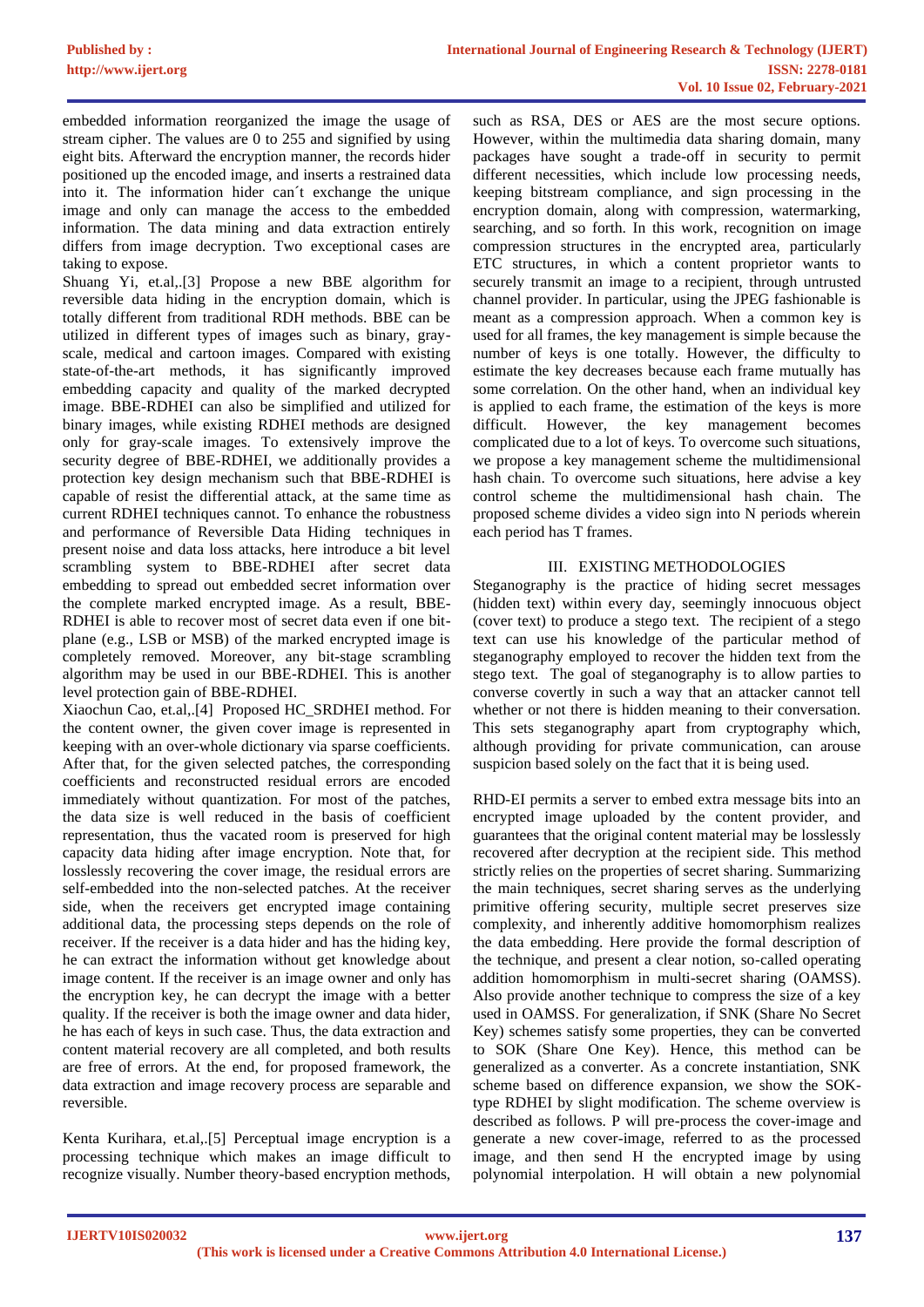embedded information reorganized the image the usage of stream cipher. The values are 0 to 255 and signified by using eight bits. Afterward the encryption manner, the records hider positioned up the encoded image, and inserts a restrained data into it. The information hider can´t exchange the unique image and only can manage the access to the embedded information. The data mining and data extraction entirely differs from image decryption. Two exceptional cases are taking to expose.

Shuang Yi, et.al,.[3] Propose a new BBE algorithm for reversible data hiding in the encryption domain, which is totally different from traditional RDH methods. BBE can be utilized in different types of images such as binary, gray-scale, medical and cartoon images. Compared with existing state-of-the-art methods, it has significantly improved embedding capacity and quality of the marked decrypted image. BBE-RDHEI can also be simplified and utilized for binary images, while existing RDHEI methods are designed only for gray-scale images. To extensively improve the security degree of BBE-RDHEI, we additionally provides a protection key design mechanism such that BBE-RDHEI is capable of resist the differential attack, at the same time as current RDHEI techniques cannot. To enhance the robustness and performance of Reversible Data Hiding techniques in present noise and data loss attacks, here introduce a bit level scrambling system to BBE-RDHEI after secret data embedding to spread out embedded secret information over the complete marked encrypted image. As a result, BBE-RDHEI is able to recover most of secret data even if one bit-plane (e.g., LSB or MSB) of the marked encrypted image is completely removed. Moreover, any bit-stage scrambling algorithm may be used in our BBE-RDHEI. This is another level protection gain of BBE-RDHEI.

Xiaochun Cao, et.al,.[4] Proposed HC_SRDHEI method. For the content owner, the given cover image is represented in keeping with an over-whole dictionary via sparse coefficients. After that, for the given selected patches, the corresponding coefficients and reconstructed residual errors are encoded immediately without quantization. For most of the patches, the data size is well reduced in the basis of coefficient representation, thus the vacated room is preserved for high capacity data hiding after image encryption. Note that, for losslessly recovering the cover image, the residual errors are self-embedded into the non-selected patches. At the receiver side, when the receivers get encrypted image containing additional data, the processing steps depends on the role of receiver. If the receiver is a data hider and has the hiding key, he can extract the information without get knowledge about image content. If the receiver is an image owner and only has the encryption key, he can decrypt the image with a better quality. If the receiver is both the image owner and data hider, he has each of keys in such case. Thus, the data extraction and content material recovery are all completed, and both results are free of errors. At the end, for proposed framework, the data extraction and image recovery process are separable and reversible.

Kenta Kurihara, et.al,.[5] Perceptual image encryption is a processing technique which makes an image difficult to recognize visually. Number theory-based encryption methods, such as RSA, DES or AES are the most secure options. However, within the multimedia data sharing domain, many packages have sought a trade-off in security to permit different necessities, which include low processing needs, keeping bitstream compliance, and sign processing in the encryption domain, along with compression, watermarking, searching, and so forth. In this work, recognition on image compression structures in the encrypted area, particularly ETC structures, in which a content proprietor wants to securely transmit an image to a recipient, through untrusted channel provider. In particular, using the JPEG fashionable is meant as a compression approach. When a common key is used for all frames, the key management is simple because the number of keys is one totally. However, the difficulty to estimate the key decreases because each frame mutually has some correlation. On the other hand, when an individual key is applied to each frame, the estimation of the keys is more difficult. However, the key management becomes complicated due to a lot of keys. To overcome such situations, we propose a key management scheme the multidimensional hash chain. To overcome such situations, here advise a key control scheme the multidimensional hash chain. The proposed scheme divides a video sign into N periods wherein each period has T frames.

## III. EXISTING METHODOLOGIES

Steganography is the practice of hiding secret messages (hidden text) within every day, seemingly innocuous object (cover text) to produce a stego text. The recipient of a stego text can use his knowledge of the particular method of steganography employed to recover the hidden text from the stego text. The goal of steganography is to allow parties to converse covertly in such a way that an attacker cannot tell whether or not there is hidden meaning to their conversation. This sets steganography apart from cryptography which, although providing for private communication, can arouse suspicion based solely on the fact that it is being used.

RHD-EI permits a server to embed extra message bits into an encrypted image uploaded by the content provider, and guarantees that the original content material may be losslessly recovered after decryption at the recipient side. This method strictly relies on the properties of secret sharing. Summarizing the main techniques, secret sharing serves as the underlying primitive offering security, multiple secret preserves size complexity, and inherently additive homomorphism realizes the data embedding. Here provide the formal description of the technique, and present a clear notion, so-called operating addition homomorphism in multi-secret sharing (OAMSS). Also provide another technique to compress the size of a key used in OAMSS. For generalization, if SNK (Share No Secret Key) schemes satisfy some properties, they can be converted to SOK (Share One Key). Hence, this method can be generalized as a converter. As a concrete instantiation, SNK scheme based on difference expansion, we show the SOK-type RDHEI by slight modification. The scheme overview is described as follows. P will pre-process the cover-image and generate a new cover-image, referred to as the processed image, and then send H the encrypted image by using polynomial interpolation. H will obtain a new polynomial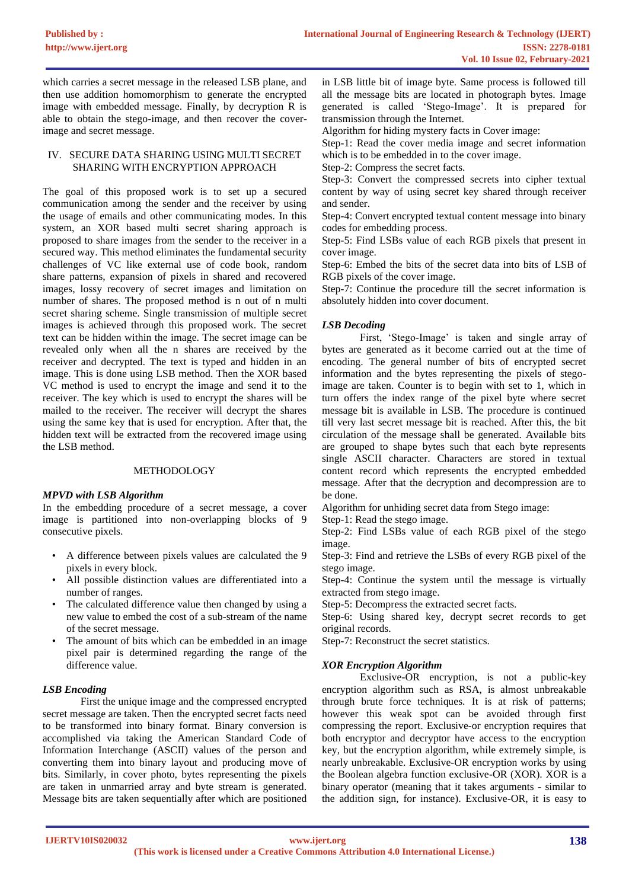which carries a secret message in the released LSB plane, and then use addition homomorphism to generate the encrypted image with embedded message. Finally, by decryption R is able to obtain the stego-image, and then recover the cover-image and secret message.

## IV. SECURE DATA SHARING USING MULTI SECRET SHARING WITH ENCRYPTION APPROACH

The goal of this proposed work is to set up a secured communication among the sender and the receiver by using the usage of emails and other communicating modes. In this system, an XOR based multi secret sharing approach is proposed to share images from the sender to the receiver in a secured way. This method eliminates the fundamental security challenges of VC like external use of code book, random share patterns, expansion of pixels in shared and recovered images, lossy recovery of secret images and limitation on number of shares. The proposed method is n out of n multi secret sharing scheme. Single transmission of multiple secret images is achieved through this proposed work. The secret text can be hidden within the image. The secret image can be revealed only when all the n shares are received by the receiver and decrypted. The text is typed and hidden in an image. This is done using LSB method. Then the XOR based VC method is used to encrypt the image and send it to the receiver. The key which is used to encrypt the shares will be mailed to the receiver. The receiver will decrypt the shares using the same key that is used for encryption. After that, the hidden text will be extracted from the recovered image using the LSB method.

## METHODOLOGY

### *MPVD with LSB Algorithm*

In the embedding procedure of a secret message, a cover image is partitioned into non-overlapping blocks of 9 consecutive pixels.

- A difference between pixels values are calculated the 9 pixels in every block.
- All possible distinction values are differentiated into a number of ranges.
- The calculated difference value then changed by using a new value to embed the cost of a sub-stream of the name of the secret message.
- The amount of bits which can be embedded in an image pixel pair is determined regarding the range of the difference value.

### *LSB Encoding*

First the unique image and the compressed encrypted secret message are taken. Then the encrypted secret facts need to be transformed into binary format. Binary conversion is accomplished via taking the American Standard Code of Information Interchange (ASCII) values of the person and converting them into binary layout and producing move of bits. Similarly, in cover photo, bytes representing the pixels are taken in unmarried array and byte stream is generated. Message bits are taken sequentially after which are positioned in LSB little bit of image byte. Same process is followed till all the message bits are located in photograph bytes. Image generated is called 'Stego-Image'. It is prepared for transmission through the Internet.

Algorithm for hiding mystery facts in Cover image:

Step-1: Read the cover media image and secret information which is to be embedded in to the cover image.

Step-2: Compress the secret facts.

Step-3: Convert the compressed secrets into cipher textual content by way of using secret key shared through receiver and sender.

Step-4: Convert encrypted textual content message into binary codes for embedding process.

Step-5: Find LSBs value of each RGB pixels that present in cover image.

Step-6: Embed the bits of the secret data into bits of LSB of RGB pixels of the cover image.

Step-7: Continue the procedure till the secret information is absolutely hidden into cover document.

### *LSB Decoding*

First, 'Stego-Image' is taken and single array of bytes are generated as it become carried out at the time of encoding. The general number of bits of encrypted secret information and the bytes representing the pixels of stego-image are taken. Counter is to begin with set to 1, which in turn offers the index range of the pixel byte where secret message bit is available in LSB. The procedure is continued till very last secret message bit is reached. After this, the bit circulation of the message shall be generated. Available bits are grouped to shape bytes such that each byte represents single ASCII character. Characters are stored in textual content record which represents the encrypted embedded message. After that the decryption and decompression are to be done.

Algorithm for unhiding secret data from Stego image:

Step-1: Read the stego image.

Step-2: Find LSBs value of each RGB pixel of the stego image.

Step-3: Find and retrieve the LSBs of every RGB pixel of the stego image.

Step-4: Continue the system until the message is virtually extracted from stego image.

Step-5: Decompress the extracted secret facts.

Step-6: Using shared key, decrypt secret records to get original records.

Step-7: Reconstruct the secret statistics.

### *XOR Encryption Algorithm*

Exclusive-OR encryption, is not a public-key encryption algorithm such as RSA, is almost unbreakable through brute force techniques. It is at risk of patterns; however this weak spot can be avoided through first compressing the report. Exclusive-or encryption requires that both encryptor and decryptor have access to the encryption key, but the encryption algorithm, while extremely simple, is nearly unbreakable. Exclusive-OR encryption works by using the Boolean algebra function exclusive-OR (XOR). XOR is a binary operator (meaning that it takes arguments - similar to the addition sign, for instance). Exclusive-OR, it is easy to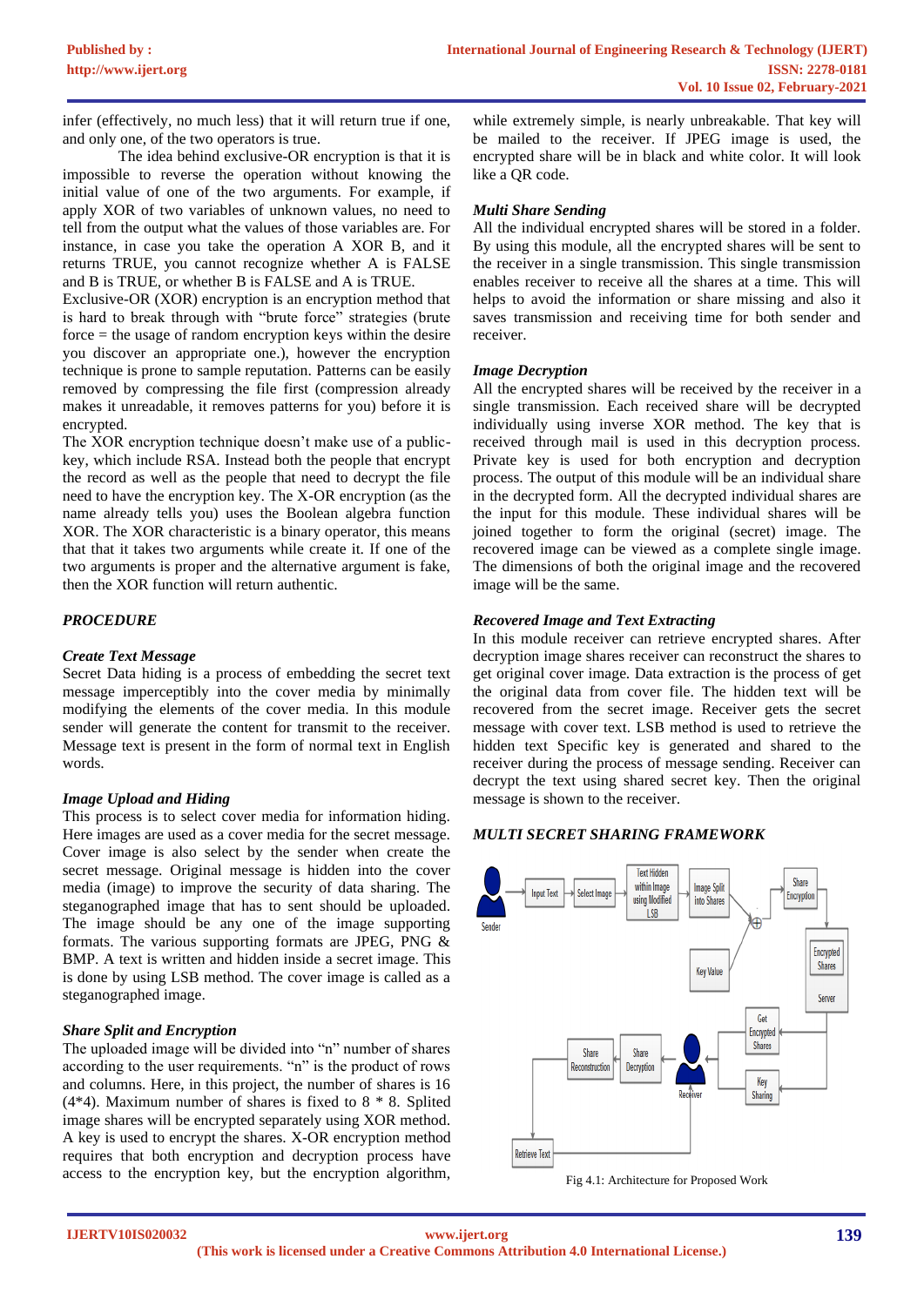infer (effectively, no much less) that it will return true if one, and only one, of the two operators is true.

The idea behind exclusive-OR encryption is that it is impossible to reverse the operation without knowing the initial value of one of the two arguments. For example, if apply XOR of two variables of unknown values, no need to tell from the output what the values of those variables are. For instance, in case you take the operation A XOR B, and it returns TRUE, you cannot recognize whether A is FALSE and B is TRUE, or whether B is FALSE and A is TRUE.

Exclusive-OR (XOR) encryption is an encryption method that is hard to break through with "brute force" strategies (brute force = the usage of random encryption keys within the desire you discover an appropriate one.), however the encryption technique is prone to sample reputation. Patterns can be easily removed by compressing the file first (compression already makes it unreadable, it removes patterns for you) before it is encrypted.

The XOR encryption technique doesn't make use of a public-key, which include RSA. Instead both the people that encrypt the record as well as the people that need to decrypt the file need to have the encryption key. The X-OR encryption (as the name already tells you) uses the Boolean algebra function XOR. The XOR characteristic is a binary operator, this means that that it takes two arguments while create it. If one of the two arguments is proper and the alternative argument is fake, then the XOR function will return authentic.

## PROCEDURE

### *Create Text Message*

Secret Data hiding is a process of embedding the secret text message imperceptibly into the cover media by minimally modifying the elements of the cover media. In this module sender will generate the content for transmit to the receiver. Message text is present in the form of normal text in English words.

### *Image Upload and Hiding*

This process is to select cover media for information hiding. Here images are used as a cover media for the secret message. Cover image is also select by the sender when create the secret message. Original message is hidden into the cover media (image) to improve the security of data sharing. The steganographed image that has to sent should be uploaded. The image should be any one of the image supporting formats. The various supporting formats are JPEG, PNG & BMP. A text is written and hidden inside a secret image. This is done by using LSB method. The cover image is called as a steganographed image.

### *Share Split and Encryption*

The uploaded image will be divided into "n" number of shares according to the user requirements. "n" is the product of rows and columns. Here, in this project, the number of shares is 16 (4*4). Maximum number of shares is fixed to 8 * 8. Splited image shares will be encrypted separately using XOR method. A key is used to encrypt the shares. X-OR encryption method requires that both encryption and decryption process have access to the encryption key, but the encryption algorithm, while extremely simple, is nearly unbreakable. That key will be mailed to the receiver. If JPEG image is used, the encrypted share will be in black and white color. It will look like a QR code.

### *Multi Share Sending*

All the individual encrypted shares will be stored in a folder. By using this module, all the encrypted shares will be sent to the receiver in a single transmission. This single transmission enables receiver to receive all the shares at a time. This will helps to avoid the information or share missing and also it saves transmission and receiving time for both sender and receiver.

### *Image Decryption*

All the encrypted shares will be received by the receiver in a single transmission. Each received share will be decrypted individually using inverse XOR method. The key that is received through mail is used in this decryption process. Private key is used for both encryption and decryption process. The output of this module will be an individual share in the decrypted form. All the decrypted individual shares are the input for this module. These individual shares will be joined together to form the original (secret) image. The recovered image can be viewed as a complete single image. The dimensions of both the original image and the recovered image will be the same.

### *Recovered Image and Text Extracting*

In this module receiver can retrieve encrypted shares. After decryption image shares receiver can reconstruct the shares to get original cover image. Data extraction is the process of get the original data from cover file. The hidden text will be recovered from the secret image. Receiver gets the secret message with cover text. LSB method is used to retrieve the hidden text Specific key is generated and shared to the receiver during the process of message sending. Receiver can decrypt the text using shared secret key. Then the original message is shown to the receiver.

## MULTI SECRET SHARING FRAMEWORK

Sender → Input Text → Select Image → Text Hidden within Image using Modified LSB → Image Split into Shares → Share Encryption → Encrypted Shares → Server → Get Encrypted Shares / Key Sharing → Receiver → Share Decryption → Share Reconstruction → Retrieve Text; Key Value

Fig 4.1: Architecture for Proposed Work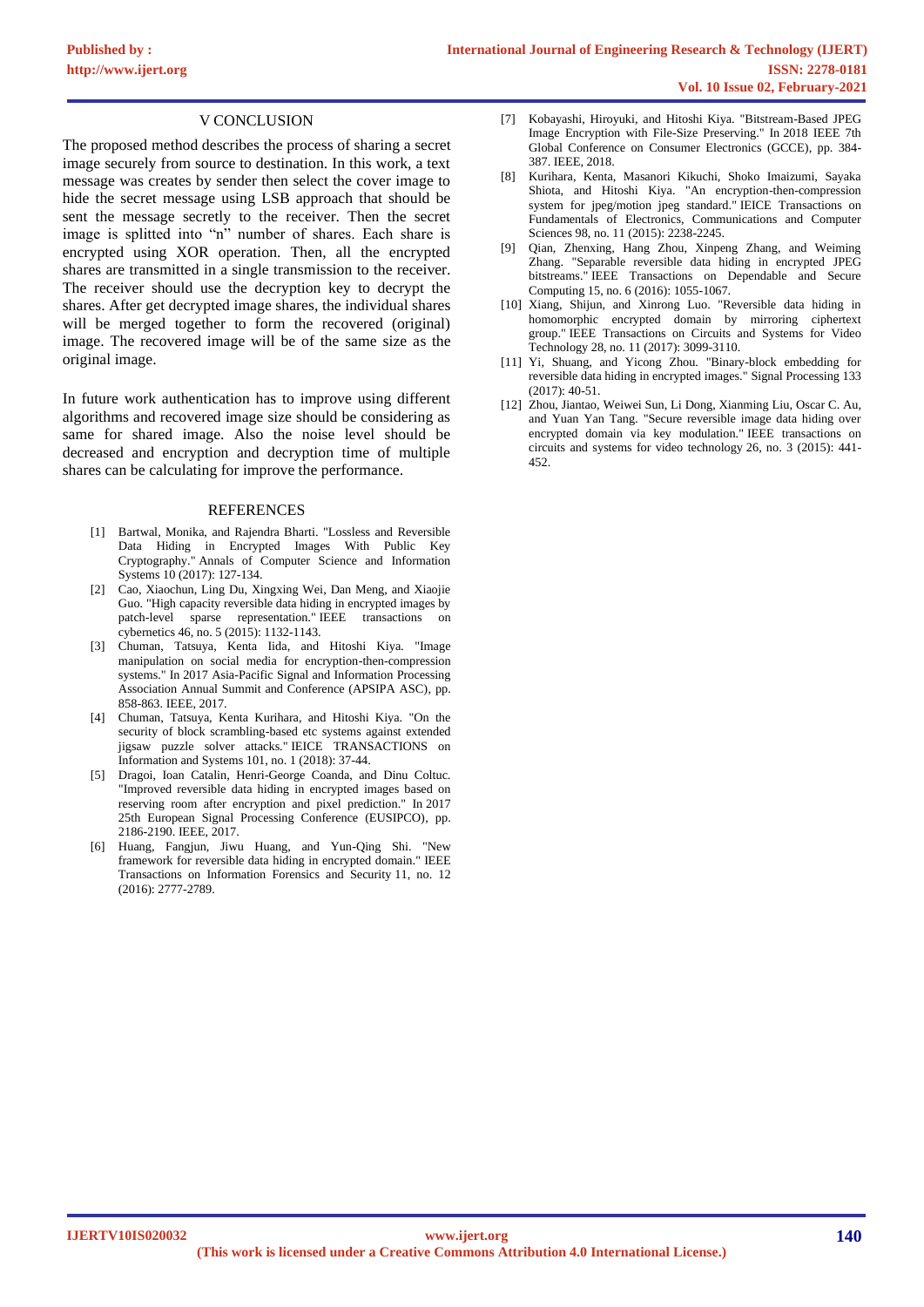## V CONCLUSION

The proposed method describes the process of sharing a secret image securely from source to destination. In this work, a text message was creates by sender then select the cover image to hide the secret message using LSB approach that should be sent the message secretly to the receiver. Then the secret image is splitted into "n" number of shares. Each share is encrypted using XOR operation. Then, all the encrypted shares are transmitted in a single transmission to the receiver. The receiver should use the decryption key to decrypt the shares. After get decrypted image shares, the individual shares will be merged together to form the recovered (original) image. The recovered image will be of the same size as the original image.

In future work authentication has to improve using different algorithms and recovered image size should be considering as same for shared image. Also the noise level should be decreased and encryption and decryption time of multiple shares can be calculating for improve the performance.

## REFERENCES

[1] Bartwal, Monika, and Rajendra Bharti. "Lossless and Reversible Data Hiding in Encrypted Images With Public Key Cryptography." Annals of Computer Science and Information Systems 10 (2017): 127-134.

[2] Cao, Xiaochun, Ling Du, Xingxing Wei, Dan Meng, and Xiaojie Guo. "High capacity reversible data hiding in encrypted images by patch-level sparse representation." IEEE transactions on cybernetics 46, no. 5 (2015): 1132-1143.

[3] Chuman, Tatsuya, Kenta Iida, and Hitoshi Kiya. "Image manipulation on social media for encryption-then-compression systems." In 2017 Asia-Pacific Signal and Information Processing Association Annual Summit and Conference (APSIPA ASC), pp. 858-863. IEEE, 2017.

[4] Chuman, Tatsuya, Kenta Kurihara, and Hitoshi Kiya. "On the security of block scrambling-based etc systems against extended jigsaw puzzle solver attacks." IEICE TRANSACTIONS on Information and Systems 101, no. 1 (2018): 37-44.

[5] Dragoi, Ioan Catalin, Henri-George Coanda, and Dinu Coltuc. "Improved reversible data hiding in encrypted images based on reserving room after encryption and pixel prediction." In 2017 25th European Signal Processing Conference (EUSIPCO), pp. 2186-2190. IEEE, 2017.

[6] Huang, Fangjun, Jiwu Huang, and Yun-Qing Shi. "New framework for reversible data hiding in encrypted domain." IEEE Transactions on Information Forensics and Security 11, no. 12 (2016): 2777-2789.

[7] Kobayashi, Hiroyuki, and Hitoshi Kiya. "Bitstream-Based JPEG Image Encryption with File-Size Preserving." In 2018 IEEE 7th Global Conference on Consumer Electronics (GCCE), pp. 384-387. IEEE, 2018.

[8] Kurihara, Kenta, Masanori Kikuchi, Shoko Imaizumi, Sayaka Shiota, and Hitoshi Kiya. "An encryption-then-compression system for jpeg/motion jpeg standard." IEICE Transactions on Fundamentals of Electronics, Communications and Computer Sciences 98, no. 11 (2015): 2238-2245.

[9] Qian, Zhenxing, Hang Zhou, Xinpeng Zhang, and Weiming Zhang. "Separable reversible data hiding in encrypted JPEG bitstreams." IEEE Transactions on Dependable and Secure Computing 15, no. 6 (2016): 1055-1067.

[10] Xiang, Shijun, and Xinrong Luo. "Reversible data hiding in homomorphic encrypted domain by mirroring ciphertext group." IEEE Transactions on Circuits and Systems for Video Technology 28, no. 11 (2017): 3099-3110.

[11] Yi, Shuang, and Yicong Zhou. "Binary-block embedding for reversible data hiding in encrypted images." Signal Processing 133 (2017): 40-51.

[12] Zhou, Jiantao, Weiwei Sun, Li Dong, Xianming Liu, Oscar C. Au, and Yuan Yan Tang. "Secure reversible image data hiding over encrypted domain via key modulation." IEEE transactions on circuits and systems for video technology 26, no. 3 (2015): 441-452.